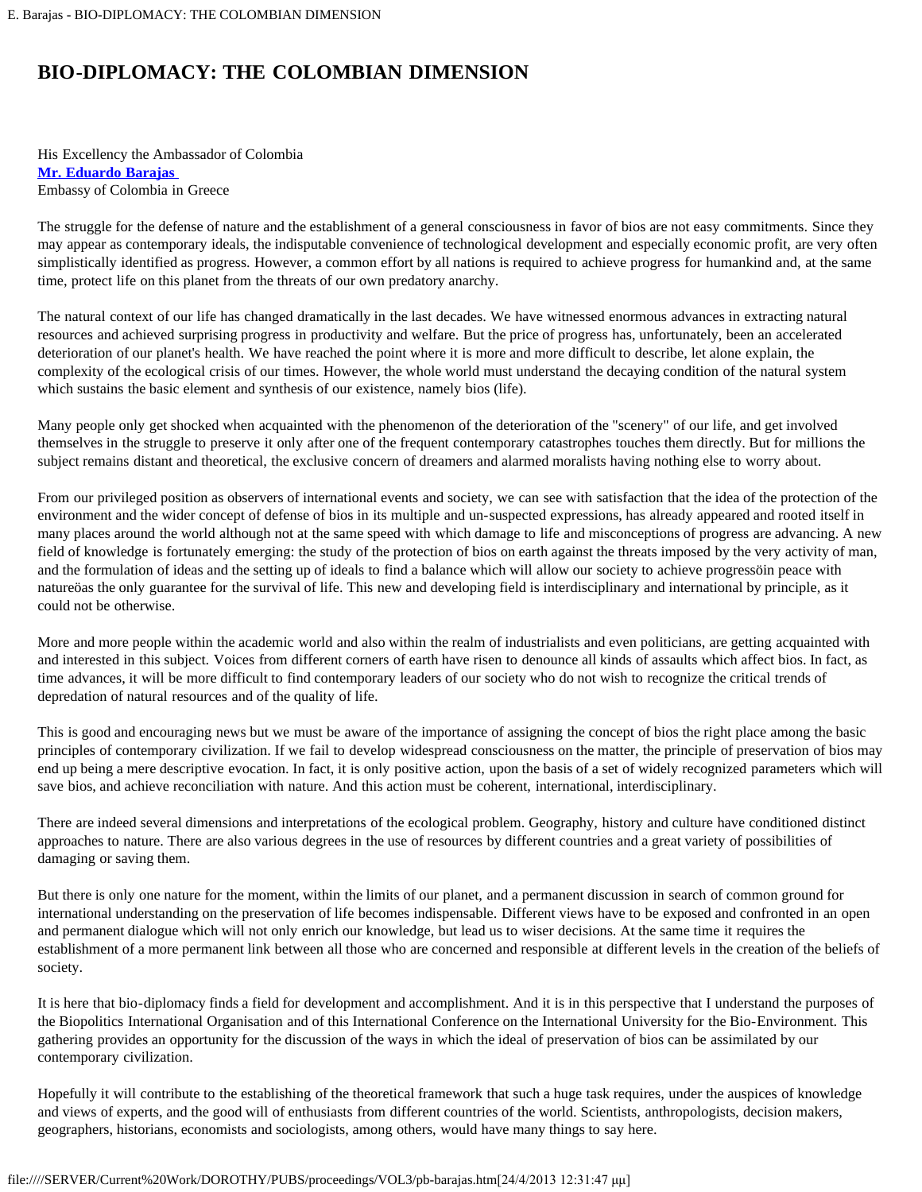# BIO-DIPLOMACY: THE COLOMBIAN DIMENSION

His Excellency the Ambassador of Colombia
**Mr. Eduardo Barajas**
Embassy of Colombia in Greece

The struggle for the defense of nature and the establishment of a general consciousness in favor of bios are not easy commitments. Since they may appear as contemporary ideals, the indisputable convenience of technological development and especially economic profit, are very often simplistically identified as progress. However, a common effort by all nations is required to achieve progress for humankind and, at the same time, protect life on this planet from the threats of our own predatory anarchy.

The natural context of our life has changed dramatically in the last decades. We have witnessed enormous advances in extracting natural resources and achieved surprising progress in productivity and welfare. But the price of progress has, unfortunately, been an accelerated deterioration of our planet's health. We have reached the point where it is more and more difficult to describe, let alone explain, the complexity of the ecological crisis of our times. However, the whole world must understand the decaying condition of the natural system which sustains the basic element and synthesis of our existence, namely bios (life).

Many people only get shocked when acquainted with the phenomenon of the deterioration of the "scenery" of our life, and get involved themselves in the struggle to preserve it only after one of the frequent contemporary catastrophes touches them directly. But for millions the subject remains distant and theoretical, the exclusive concern of dreamers and alarmed moralists having nothing else to worry about.

From our privileged position as observers of international events and society, we can see with satisfaction that the idea of the protection of the environment and the wider concept of defense of bios in its multiple and un-suspected expressions, has already appeared and rooted itself in many places around the world although not at the same speed with which damage to life and misconceptions of progress are advancing. A new field of knowledge is fortunately emerging: the study of the protection of bios on earth against the threats imposed by the very activity of man, and the formulation of ideas and the setting up of ideals to find a balance which will allow our society to achieve progressöin peace with natureöas the only guarantee for the survival of life. This new and developing field is interdisciplinary and international by principle, as it could not be otherwise.

More and more people within the academic world and also within the realm of industrialists and even politicians, are getting acquainted with and interested in this subject. Voices from different corners of earth have risen to denounce all kinds of assaults which affect bios. In fact, as time advances, it will be more difficult to find contemporary leaders of our society who do not wish to recognize the critical trends of depredation of natural resources and of the quality of life.

This is good and encouraging news but we must be aware of the importance of assigning the concept of bios the right place among the basic principles of contemporary civilization. If we fail to develop widespread consciousness on the matter, the principle of preservation of bios may end up being a mere descriptive evocation. In fact, it is only positive action, upon the basis of a set of widely recognized parameters which will save bios, and achieve reconciliation with nature. And this action must be coherent, international, interdisciplinary.

There are indeed several dimensions and interpretations of the ecological problem. Geography, history and culture have conditioned distinct approaches to nature. There are also various degrees in the use of resources by different countries and a great variety of possibilities of damaging or saving them.

But there is only one nature for the moment, within the limits of our planet, and a permanent discussion in search of common ground for international understanding on the preservation of life becomes indispensable. Different views have to be exposed and confronted in an open and permanent dialogue which will not only enrich our knowledge, but lead us to wiser decisions. At the same time it requires the establishment of a more permanent link between all those who are concerned and responsible at different levels in the creation of the beliefs of society.

It is here that bio-diplomacy finds a field for development and accomplishment. And it is in this perspective that I understand the purposes of the Biopolitics International Organisation and of this International Conference on the International University for the Bio-Environment. This gathering provides an opportunity for the discussion of the ways in which the ideal of preservation of bios can be assimilated by our contemporary civilization.

Hopefully it will contribute to the establishing of the theoretical framework that such a huge task requires, under the auspices of knowledge and views of experts, and the good will of enthusiasts from different countries of the world. Scientists, anthropologists, decision makers, geographers, historians, economists and sociologists, among others, would have many things to say here.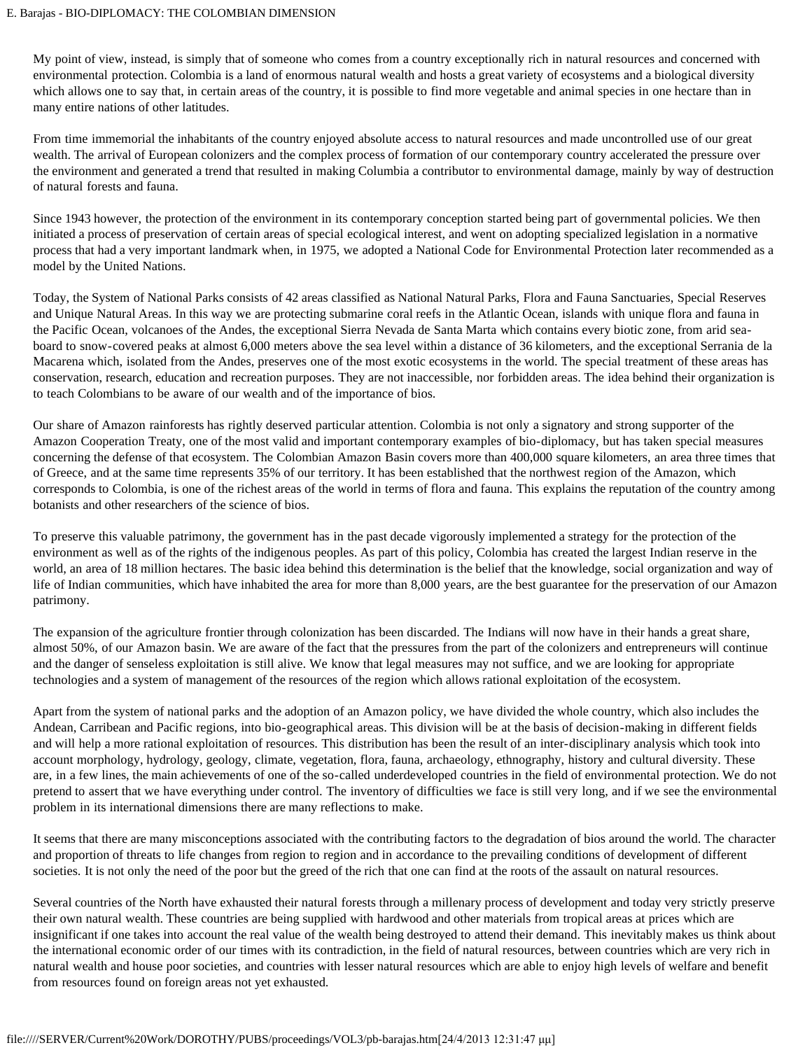My point of view, instead, is simply that of someone who comes from a country exceptionally rich in natural resources and concerned with environmental protection. Colombia is a land of enormous natural wealth and hosts a great variety of ecosystems and a biological diversity which allows one to say that, in certain areas of the country, it is possible to find more vegetable and animal species in one hectare than in many entire nations of other latitudes.

From time immemorial the inhabitants of the country enjoyed absolute access to natural resources and made uncontrolled use of our great wealth. The arrival of European colonizers and the complex process of formation of our contemporary country accelerated the pressure over the environment and generated a trend that resulted in making Columbia a contributor to environmental damage, mainly by way of destruction of natural forests and fauna.

Since 1943 however, the protection of the environment in its contemporary conception started being part of governmental policies. We then initiated a process of preservation of certain areas of special ecological interest, and went on adopting specialized legislation in a normative process that had a very important landmark when, in 1975, we adopted a National Code for Environmental Protection later recommended as a model by the United Nations.

Today, the System of National Parks consists of 42 areas classified as National Natural Parks, Flora and Fauna Sanctuaries, Special Reserves and Unique Natural Areas. In this way we are protecting submarine coral reefs in the Atlantic Ocean, islands with unique flora and fauna in the Pacific Ocean, volcanoes of the Andes, the exceptional Sierra Nevada de Santa Marta which contains every biotic zone, from arid sea-board to snow-covered peaks at almost 6,000 meters above the sea level within a distance of 36 kilometers, and the exceptional Serrania de la Macarena which, isolated from the Andes, preserves one of the most exotic ecosystems in the world. The special treatment of these areas has conservation, research, education and recreation purposes. They are not inaccessible, nor forbidden areas. The idea behind their organization is to teach Colombians to be aware of our wealth and of the importance of bios.

Our share of Amazon rainforests has rightly deserved particular attention. Colombia is not only a signatory and strong supporter of the Amazon Cooperation Treaty, one of the most valid and important contemporary examples of bio-diplomacy, but has taken special measures concerning the defense of that ecosystem. The Colombian Amazon Basin covers more than 400,000 square kilometers, an area three times that of Greece, and at the same time represents 35% of our territory. It has been established that the northwest region of the Amazon, which corresponds to Colombia, is one of the richest areas of the world in terms of flora and fauna. This explains the reputation of the country among botanists and other researchers of the science of bios.

To preserve this valuable patrimony, the government has in the past decade vigorously implemented a strategy for the protection of the environment as well as of the rights of the indigenous peoples. As part of this policy, Colombia has created the largest Indian reserve in the world, an area of 18 million hectares. The basic idea behind this determination is the belief that the knowledge, social organization and way of life of Indian communities, which have inhabited the area for more than 8,000 years, are the best guarantee for the preservation of our Amazon patrimony.

The expansion of the agriculture frontier through colonization has been discarded. The Indians will now have in their hands a great share, almost 50%, of our Amazon basin. We are aware of the fact that the pressures from the part of the colonizers and entrepreneurs will continue and the danger of senseless exploitation is still alive. We know that legal measures may not suffice, and we are looking for appropriate technologies and a system of management of the resources of the region which allows rational exploitation of the ecosystem.

Apart from the system of national parks and the adoption of an Amazon policy, we have divided the whole country, which also includes the Andean, Carribean and Pacific regions, into bio-geographical areas. This division will be at the basis of decision-making in different fields and will help a more rational exploitation of resources. This distribution has been the result of an inter-disciplinary analysis which took into account morphology, hydrology, geology, climate, vegetation, flora, fauna, archaeology, ethnography, history and cultural diversity. These are, in a few lines, the main achievements of one of the so-called underdeveloped countries in the field of environmental protection. We do not pretend to assert that we have everything under control. The inventory of difficulties we face is still very long, and if we see the environmental problem in its international dimensions there are many reflections to make.

It seems that there are many misconceptions associated with the contributing factors to the degradation of bios around the world. The character and proportion of threats to life changes from region to region and in accordance to the prevailing conditions of development of different societies. It is not only the need of the poor but the greed of the rich that one can find at the roots of the assault on natural resources.

Several countries of the North have exhausted their natural forests through a millenary process of development and today very strictly preserve their own natural wealth. These countries are being supplied with hardwood and other materials from tropical areas at prices which are insignificant if one takes into account the real value of the wealth being destroyed to attend their demand. This inevitably makes us think about the international economic order of our times with its contradiction, in the field of natural resources, between countries which are very rich in natural wealth and house poor societies, and countries with lesser natural resources which are able to enjoy high levels of welfare and benefit from resources found on foreign areas not yet exhausted.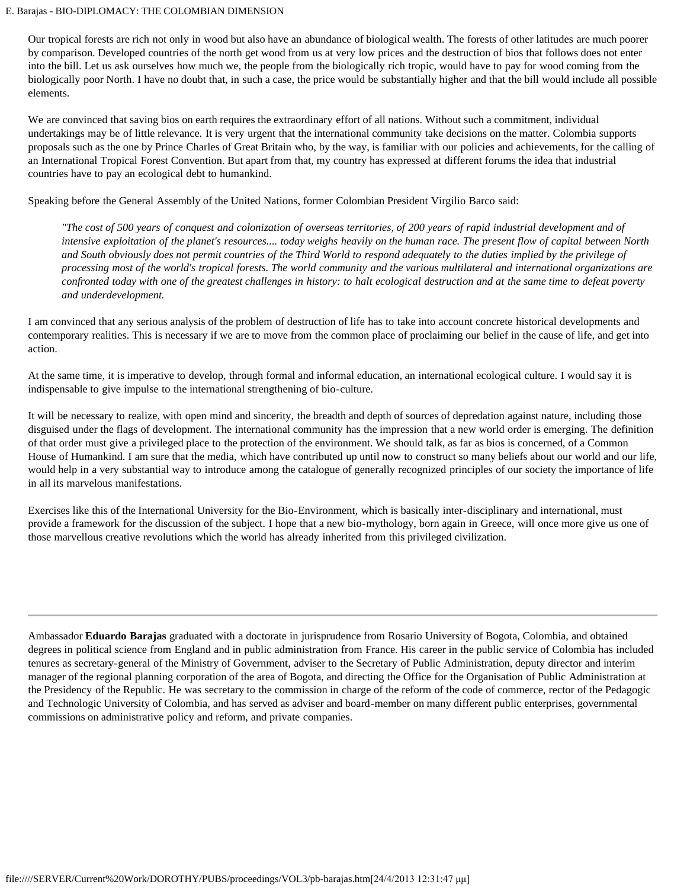Our tropical forests are rich not only in wood but also have an abundance of biological wealth. The forests of other latitudes are much poorer by comparison. Developed countries of the north get wood from us at very low prices and the destruction of bios that follows does not enter into the bill. Let us ask ourselves how much we, the people from the biologically rich tropic, would have to pay for wood coming from the biologically poor North. I have no doubt that, in such a case, the price would be substantially higher and that the bill would include all possible elements.

We are convinced that saving bios on earth requires the extraordinary effort of all nations. Without such a commitment, individual undertakings may be of little relevance. It is very urgent that the international community take decisions on the matter. Colombia supports proposals such as the one by Prince Charles of Great Britain who, by the way, is familiar with our policies and achievements, for the calling of an International Tropical Forest Convention. But apart from that, my country has expressed at different forums the idea that industrial countries have to pay an ecological debt to humankind.

Speaking before the General Assembly of the United Nations, former Colombian President Virgilio Barco said:

> *"The cost of 500 years of conquest and colonization of overseas territories, of 200 years of rapid industrial development and of intensive exploitation of the planet's resources.... today weighs heavily on the human race. The present flow of capital between North and South obviously does not permit countries of the Third World to respond adequately to the duties implied by the privilege of processing most of the world's tropical forests. The world community and the various multilateral and international organizations are confronted today with one of the greatest challenges in history: to halt ecological destruction and at the same time to defeat poverty and underdevelopment.*

I am convinced that any serious analysis of the problem of destruction of life has to take into account concrete historical developments and contemporary realities. This is necessary if we are to move from the common place of proclaiming our belief in the cause of life, and get into action.

At the same time, it is imperative to develop, through formal and informal education, an international ecological culture. I would say it is indispensable to give impulse to the international strengthening of bio-culture.

It will be necessary to realize, with open mind and sincerity, the breadth and depth of sources of depredation against nature, including those disguised under the flags of development. The international community has the impression that a new world order is emerging. The definition of that order must give a privileged place to the protection of the environment. We should talk, as far as bios is concerned, of a Common House of Humankind. I am sure that the media, which have contributed up until now to construct so many beliefs about our world and our life, would help in a very substantial way to introduce among the catalogue of generally recognized principles of our society the importance of life in all its marvelous manifestations.

Exercises like this of the International University for the Bio-Environment, which is basically inter-disciplinary and international, must provide a framework for the discussion of the subject. I hope that a new bio-mythology, born again in Greece, will once more give us one of those marvellous creative revolutions which the world has already inherited from this privileged civilization.

---

Ambassador **Eduardo Barajas** graduated with a doctorate in jurisprudence from Rosario University of Bogota, Colombia, and obtained degrees in political science from England and in public administration from France. His career in the public service of Colombia has included tenures as secretary-general of the Ministry of Government, adviser to the Secretary of Public Administration, deputy director and interim manager of the regional planning corporation of the area of Bogota, and directing the Office for the Organisation of Public Administration at the Presidency of the Republic. He was secretary to the commission in charge of the reform of the code of commerce, rector of the Pedagogic and Technologic University of Colombia, and has served as adviser and board-member on many different public enterprises, governmental commissions on administrative policy and reform, and private companies.